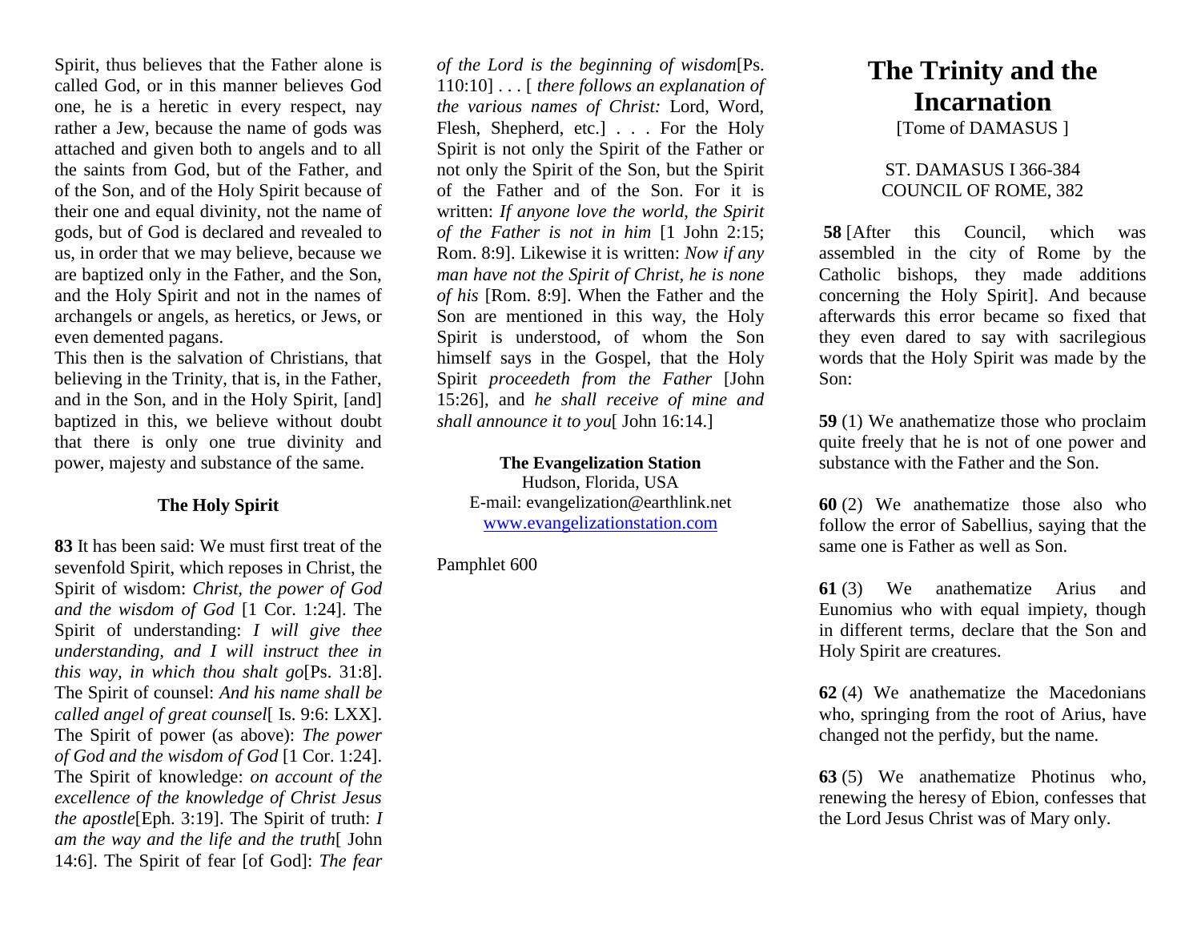Spirit, thus believes that the Father alone is called God, or in this manner believes God one, he is a heretic in every respect, nay rather a Jew, because the name of gods was attached and given both to angels and to all the saints from God, but of the Father, and of the Son, and of the Holy Spirit because of their one and equal divinity, not the name of gods, but of God is declared and revealed to us, in order that we may believe, because we are baptized only in the Father, and the Son, and the Holy Spirit and not in the names of archangels or angels, as heretics, or Jews, or even demented pagans.

This then is the salvation of Christians, that believing in the Trinity, that is, in the Father, and in the Son, and in the Holy Spirit, [and] baptized in this, we believe without doubt that there is only one true divinity and power, majesty and substance of the same.

### The Holy Spirit

**83** It has been said: We must first treat of the sevenfold Spirit, which reposes in Christ, the Spirit of wisdom: *Christ, the power of God and the wisdom of God* [1 Cor. 1:24]. The Spirit of understanding: *I will give thee understanding, and I will instruct thee in this way, in which thou shalt go*[Ps. 31:8]. The Spirit of counsel: *And his name shall be called angel of great counsel*[ Is. 9:6: LXX]. The Spirit of power (as above): *The power of God and the wisdom of God* [1 Cor. 1:24]. The Spirit of knowledge: *on account of the excellence of the knowledge of Christ Jesus the apostle*[Eph. 3:19]. The Spirit of truth: *I am the way and the life and the truth*[ John 14:6]. The Spirit of fear [of God]: *The fear of the Lord is the beginning of wisdom*[Ps. 110:10] . . . [ *there follows an explanation of the various names of Christ:* Lord, Word, Flesh, Shepherd, etc.] . . . For the Holy Spirit is not only the Spirit of the Father or not only the Spirit of the Son, but the Spirit of the Father and of the Son. For it is written: *If anyone love the world, the Spirit of the Father is not in him* [1 John 2:15; Rom. 8:9]. Likewise it is written: *Now if any man have not the Spirit of Christ, he is none of his* [Rom. 8:9]. When the Father and the Son are mentioned in this way, the Holy Spirit is understood, of whom the Son himself says in the Gospel, that the Holy Spirit *proceedeth from the Father* [John 15:26], and *he shall receive of mine and shall announce it to you*[ John 16:14.]

**The Evangelization Station**
Hudson, Florida, USA
E-mail: evangelization@earthlink.net
www.evangelizationstation.com

Pamphlet 600

# The Trinity and the Incarnation

[Tome of DAMASUS ]

ST. DAMASUS I 366-384
COUNCIL OF ROME, 382

**58** [After this Council, which was assembled in the city of Rome by the Catholic bishops, they made additions concerning the Holy Spirit]. And because afterwards this error became so fixed that they even dared to say with sacrilegious words that the Holy Spirit was made by the Son:

**59** (1) We anathematize those who proclaim quite freely that he is not of one power and substance with the Father and the Son.

**60** (2) We anathematize those also who follow the error of Sabellius, saying that the same one is Father as well as Son.

**61** (3) We anathematize Arius and Eunomius who with equal impiety, though in different terms, declare that the Son and Holy Spirit are creatures.

**62** (4) We anathematize the Macedonians who, springing from the root of Arius, have changed not the perfidy, but the name.

**63** (5) We anathematize Photinus who, renewing the heresy of Ebion, confesses that the Lord Jesus Christ was of Mary only.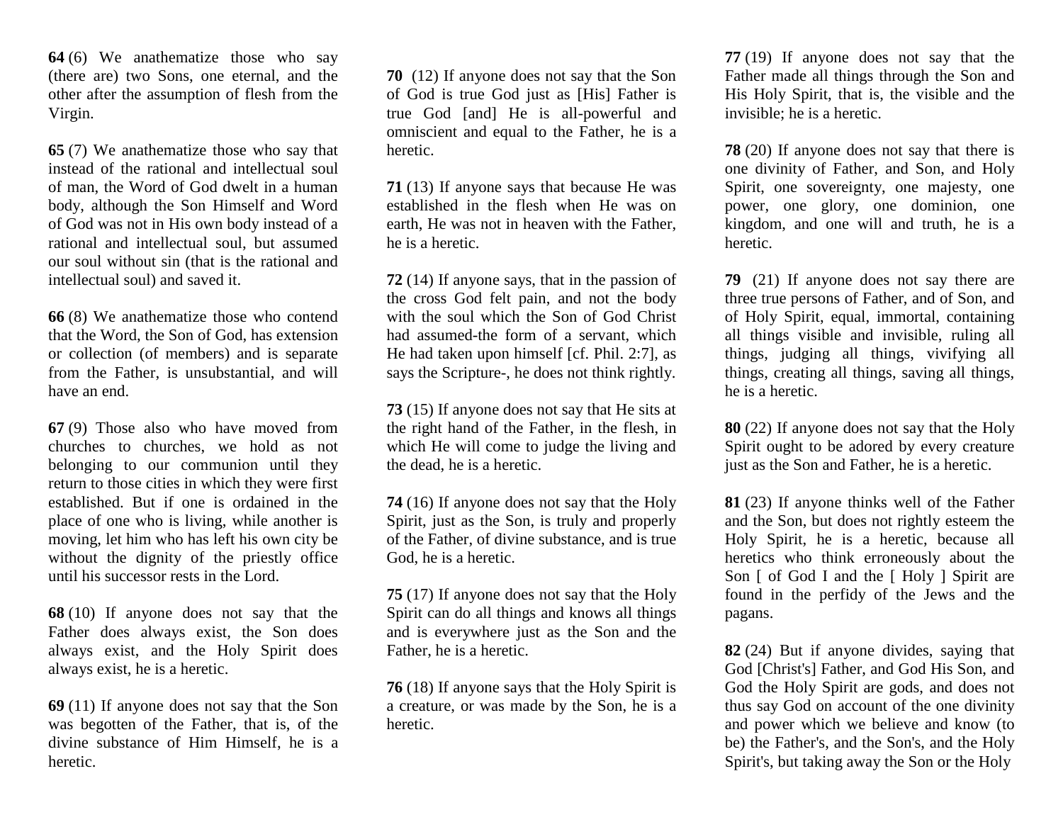**64** (6) We anathematize those who say (there are) two Sons, one eternal, and the other after the assumption of flesh from the Virgin.

**65** (7) We anathematize those who say that instead of the rational and intellectual soul of man, the Word of God dwelt in a human body, although the Son Himself and Word of God was not in His own body instead of a rational and intellectual soul, but assumed our soul without sin (that is the rational and intellectual soul) and saved it.

**66** (8) We anathematize those who contend that the Word, the Son of God, has extension or collection (of members) and is separate from the Father, is unsubstantial, and will have an end.

**67** (9) Those also who have moved from churches to churches, we hold as not belonging to our communion until they return to those cities in which they were first established. But if one is ordained in the place of one who is living, while another is moving, let him who has left his own city be without the dignity of the priestly office until his successor rests in the Lord.

**68** (10) If anyone does not say that the Father does always exist, the Son does always exist, and the Holy Spirit does always exist, he is a heretic.

**69** (11) If anyone does not say that the Son was begotten of the Father, that is, of the divine substance of Him Himself, he is a heretic.

**70** (12) If anyone does not say that the Son of God is true God just as [His] Father is true God [and] He is all-powerful and omniscient and equal to the Father, he is a heretic.

**71** (13) If anyone says that because He was established in the flesh when He was on earth, He was not in heaven with the Father, he is a heretic.

**72** (14) If anyone says, that in the passion of the cross God felt pain, and not the body with the soul which the Son of God Christ had assumed-the form of a servant, which He had taken upon himself [cf. Phil. 2:7], as says the Scripture-, he does not think rightly.

**73** (15) If anyone does not say that He sits at the right hand of the Father, in the flesh, in which He will come to judge the living and the dead, he is a heretic.

**74** (16) If anyone does not say that the Holy Spirit, just as the Son, is truly and properly of the Father, of divine substance, and is true God, he is a heretic.

**75** (17) If anyone does not say that the Holy Spirit can do all things and knows all things and is everywhere just as the Son and the Father, he is a heretic.

**76** (18) If anyone says that the Holy Spirit is a creature, or was made by the Son, he is a heretic.

**77** (19) If anyone does not say that the Father made all things through the Son and His Holy Spirit, that is, the visible and the invisible; he is a heretic.

**78** (20) If anyone does not say that there is one divinity of Father, and Son, and Holy Spirit, one sovereignty, one majesty, one power, one glory, one dominion, one kingdom, and one will and truth, he is a heretic.

**79** (21) If anyone does not say there are three true persons of Father, and of Son, and of Holy Spirit, equal, immortal, containing all things visible and invisible, ruling all things, judging all things, vivifying all things, creating all things, saving all things, he is a heretic.

**80** (22) If anyone does not say that the Holy Spirit ought to be adored by every creature just as the Son and Father, he is a heretic.

**81** (23) If anyone thinks well of the Father and the Son, but does not rightly esteem the Holy Spirit, he is a heretic, because all heretics who think erroneously about the Son [ of God I and the [ Holy ] Spirit are found in the perfidy of the Jews and the pagans.

**82** (24) But if anyone divides, saying that God [Christ's] Father, and God His Son, and God the Holy Spirit are gods, and does not thus say God on account of the one divinity and power which we believe and know (to be) the Father's, and the Son's, and the Holy Spirit's, but taking away the Son or the Holy